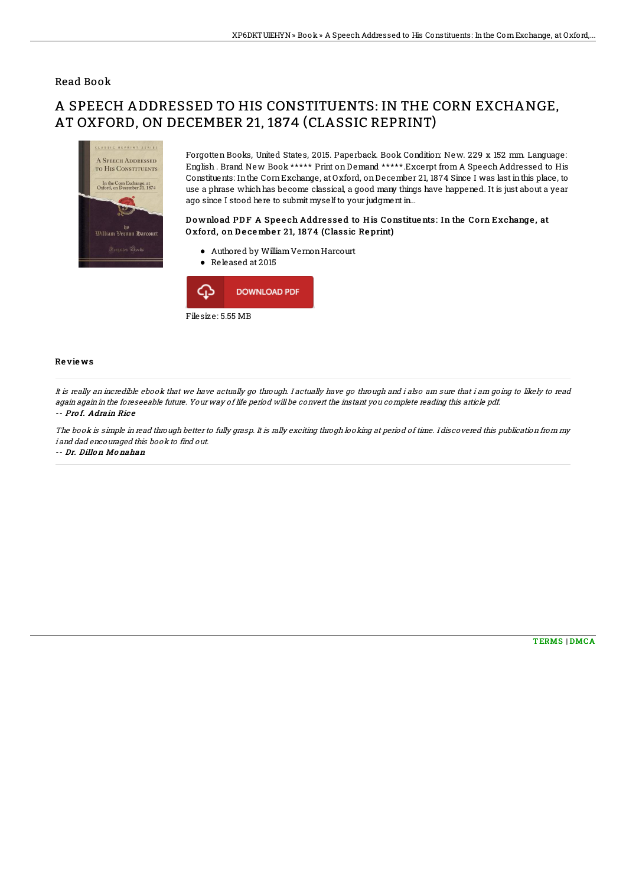Read Book

# A SPEECH ADDRESSED TO HIS CONSTITUENTS: IN THE CORN EXCHANGE, AT OXFORD, ON DECEMBER 21, 1874 (CLASSIC REPRINT)

Forgotten Books, United States, 2015. Paperback. Book Condition: New. 229 x 152 mm. Language: English . Brand New Book ***** Print on Demand *****.Excerpt from A Speech Addressed to His Constituents: In the Corn Exchange, at Oxford, on December 21, 1874 Since I was last in this place, to use a phrase which has become classical, a good many things have happened. It is just about a year ago since I stood here to submit myself to your judgment in...

### Download PDF A Speech Addressed to His Constituents: In the Corn Exchange, at Oxford, on December 21, 1874 (Classic Reprint)

- Authored by William Vernon Harcourt
- Released at 2015

DOWNLOAD PDF

Filesize: 5.55 MB

## Reviews

*It is really an incredible ebook that we have actually go through. I actually have go through and i also am sure that i am going to likely to read again again in the foreseeable future. Your way of life period will be convert the instant you complete reading this article pdf.*

*-- Prof. Adrain Rice*

*The book is simple in read through better to fully grasp. It is rally exciting throgh looking at period of time. I discovered this publication from my i and dad encouraged this book to find out.*

*-- Dr. Dillon Monahan*

TERMS | DMCA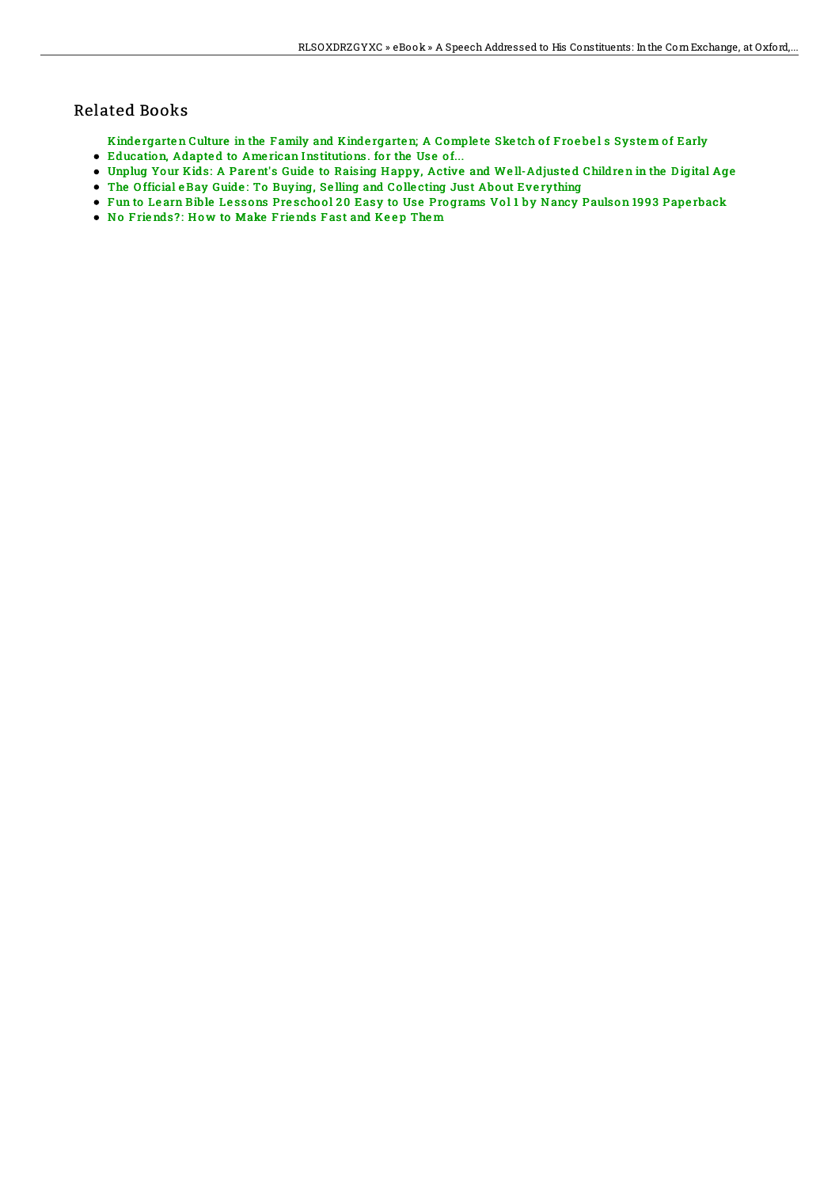## Related Books

- Kindergarten Culture in the Family and Kindergarten; A Complete Sketch of Froebel s System of Early Education, Adapted to American Institutions. for the Use of...
- Unplug Your Kids: A Parent's Guide to Raising Happy, Active and Well-Adjusted Children in the Digital Age
- The Official eBay Guide: To Buying, Selling and Collecting Just About Everything
- Fun to Learn Bible Lessons Preschool 20 Easy to Use Programs Vol 1 by Nancy Paulson 1993 Paperback
- No Friends?: How to Make Friends Fast and Keep Them